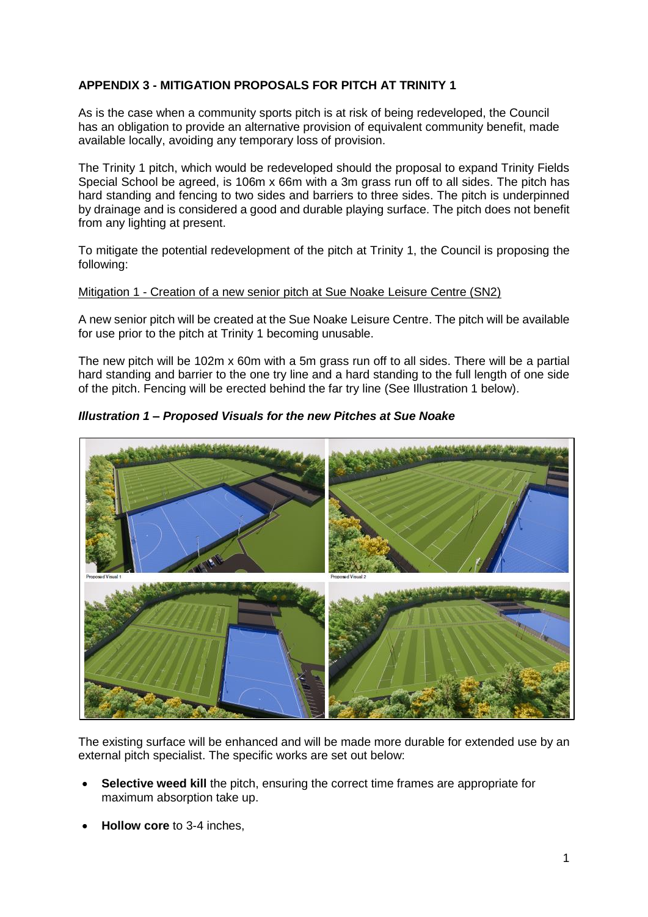## APPENDIX 3 - MITIGATION PROPOSALS FOR PITCH AT TRINITY 1

As is the case when a community sports pitch is at risk of being redeveloped, the Council has an obligation to provide an alternative provision of equivalent community benefit, made available locally, avoiding any temporary loss of provision.

The Trinity 1 pitch, which would be redeveloped should the proposal to expand Trinity Fields Special School be agreed, is 106m x 66m with a 3m grass run off to all sides. The pitch has hard standing and fencing to two sides and barriers to three sides. The pitch is underpinned by drainage and is considered a good and durable playing surface. The pitch does not benefit from any lighting at present.

To mitigate the potential redevelopment of the pitch at Trinity 1, the Council is proposing the following:

Mitigation 1 - Creation of a new senior pitch at Sue Noake Leisure Centre (SN2)

A new senior pitch will be created at the Sue Noake Leisure Centre. The pitch will be available for use prior to the pitch at Trinity 1 becoming unusable.

The new pitch will be 102m x 60m with a 5m grass run off to all sides. There will be a partial hard standing and barrier to the one try line and a hard standing to the full length of one side of the pitch. Fencing will be erected behind the far try line (See Illustration 1 below).

***Illustration 1 – Proposed Visuals for the new Pitches at Sue Noake***

Proposed Visual 1

Proposed Visual 2

The existing surface will be enhanced and will be made more durable for extended use by an external pitch specialist. The specific works are set out below:

- **Selective weed kill** the pitch, ensuring the correct time frames are appropriate for maximum absorption take up.
- **Hollow core** to 3-4 inches,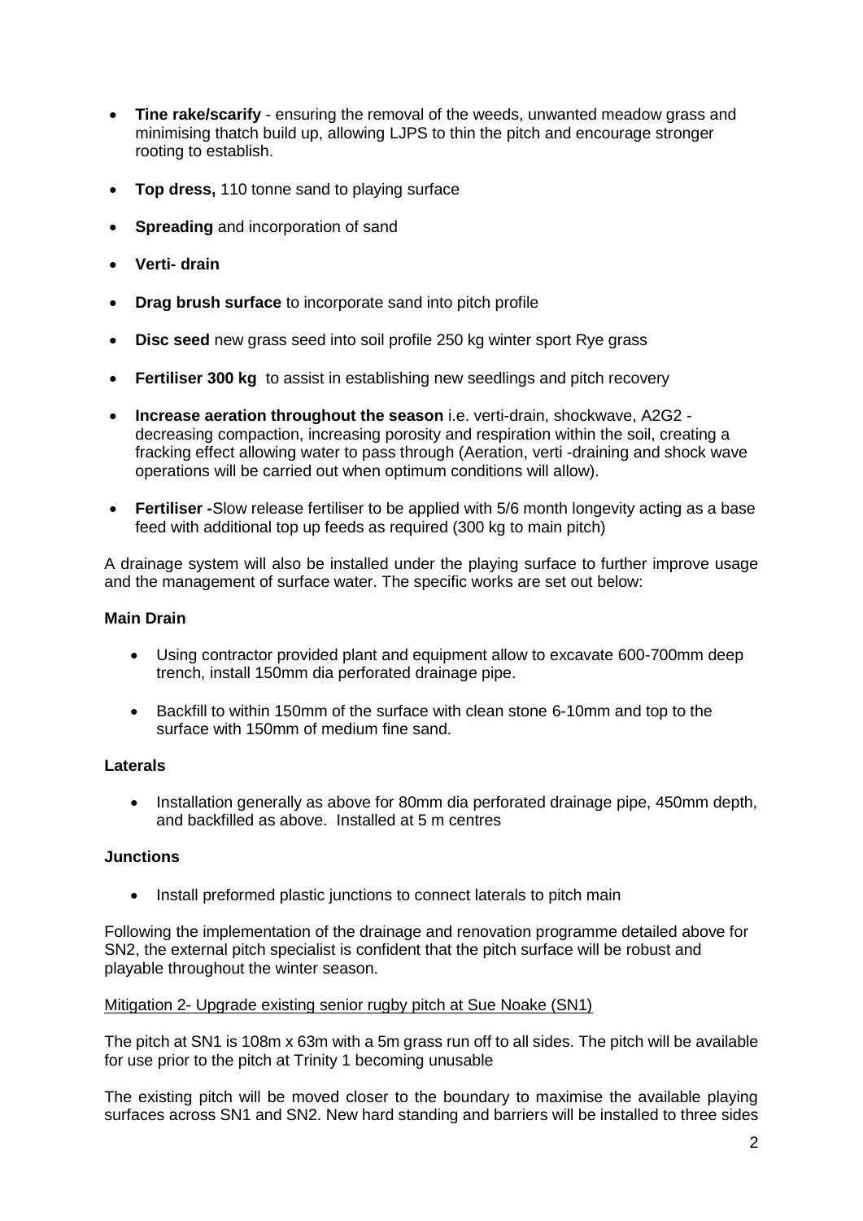- **Tine rake/scarify** - ensuring the removal of the weeds, unwanted meadow grass and minimising thatch build up, allowing LJPS to thin the pitch and encourage stronger rooting to establish.
- **Top dress,** 110 tonne sand to playing surface
- **Spreading** and incorporation of sand
- **Verti- drain**
- **Drag brush surface** to incorporate sand into pitch profile
- **Disc seed** new grass seed into soil profile 250 kg winter sport Rye grass
- **Fertiliser 300 kg** to assist in establishing new seedlings and pitch recovery
- **Increase aeration throughout the season** i.e. verti-drain, shockwave, A2G2 - decreasing compaction, increasing porosity and respiration within the soil, creating a fracking effect allowing water to pass through (Aeration, verti -draining and shock wave operations will be carried out when optimum conditions will allow).
- **Fertiliser -**Slow release fertiliser to be applied with 5/6 month longevity acting as a base feed with additional top up feeds as required (300 kg to main pitch)

A drainage system will also be installed under the playing surface to further improve usage and the management of surface water. The specific works are set out below:

**Main Drain**

- Using contractor provided plant and equipment allow to excavate 600-700mm deep trench, install 150mm dia perforated drainage pipe.
- Backfill to within 150mm of the surface with clean stone 6-10mm and top to the surface with 150mm of medium fine sand.

**Laterals**

- Installation generally as above for 80mm dia perforated drainage pipe, 450mm depth, and backfilled as above. Installed at 5 m centres

**Junctions**

- Install preformed plastic junctions to connect laterals to pitch main

Following the implementation of the drainage and renovation programme detailed above for SN2, the external pitch specialist is confident that the pitch surface will be robust and playable throughout the winter season.

Mitigation 2- Upgrade existing senior rugby pitch at Sue Noake (SN1)

The pitch at SN1 is 108m x 63m with a 5m grass run off to all sides. The pitch will be available for use prior to the pitch at Trinity 1 becoming unusable

The existing pitch will be moved closer to the boundary to maximise the available playing surfaces across SN1 and SN2. New hard standing and barriers will be installed to three sides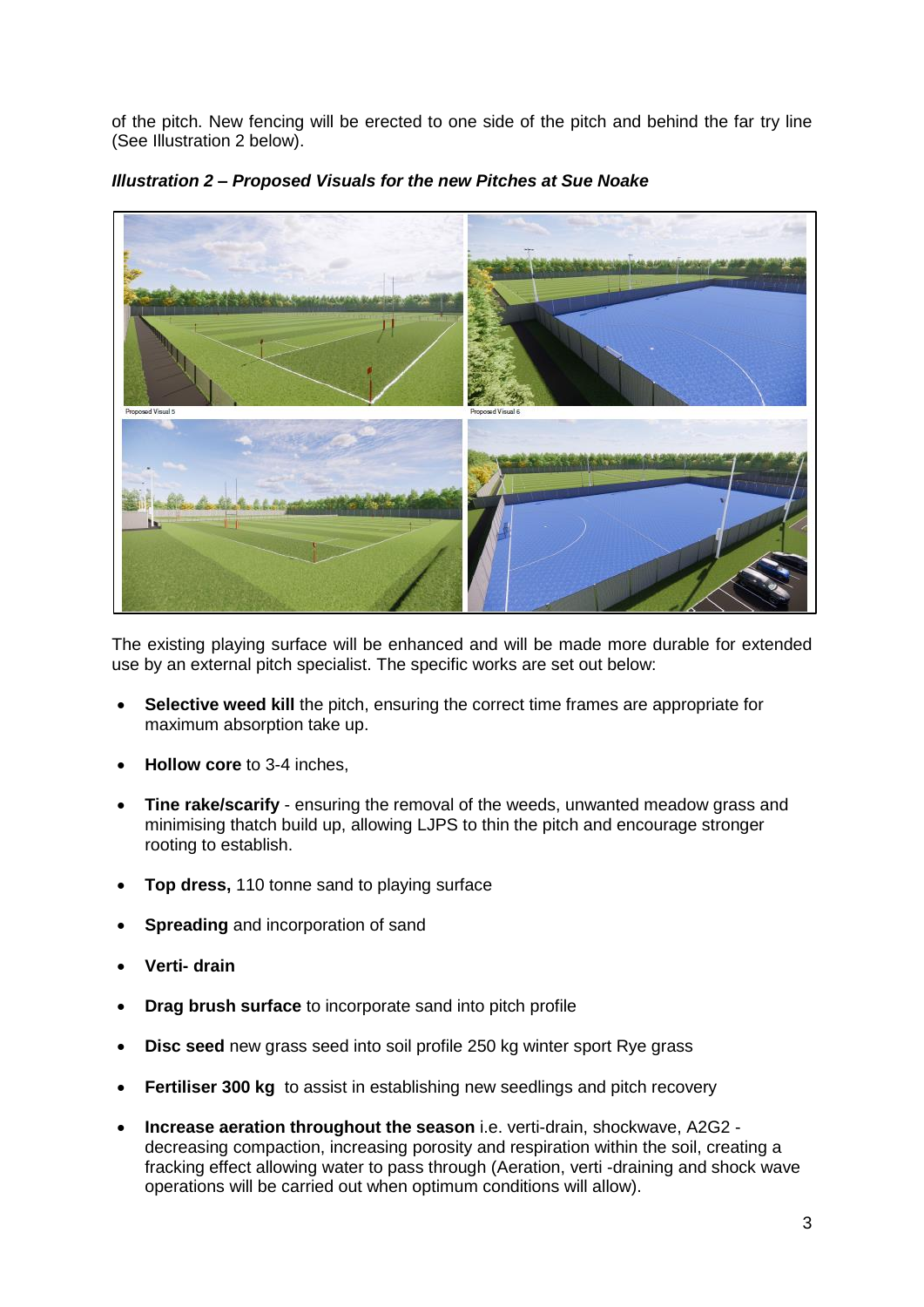of the pitch. New fencing will be erected to one side of the pitch and behind the far try line (See Illustration 2 below).

***Illustration 2 – Proposed Visuals for the new Pitches at Sue Noake***

Proposed Visual 5

Proposed Visual 6

The existing playing surface will be enhanced and will be made more durable for extended use by an external pitch specialist. The specific works are set out below:

- **Selective weed kill** the pitch, ensuring the correct time frames are appropriate for maximum absorption take up.
- **Hollow core** to 3-4 inches,
- **Tine rake/scarify** - ensuring the removal of the weeds, unwanted meadow grass and minimising thatch build up, allowing LJPS to thin the pitch and encourage stronger rooting to establish.
- **Top dress,** 110 tonne sand to playing surface
- **Spreading** and incorporation of sand
- **Verti- drain**
- **Drag brush surface** to incorporate sand into pitch profile
- **Disc seed** new grass seed into soil profile 250 kg winter sport Rye grass
- **Fertiliser 300 kg** to assist in establishing new seedlings and pitch recovery
- **Increase aeration throughout the season** i.e. verti-drain, shockwave, A2G2 - decreasing compaction, increasing porosity and respiration within the soil, creating a fracking effect allowing water to pass through (Aeration, verti -draining and shock wave operations will be carried out when optimum conditions will allow).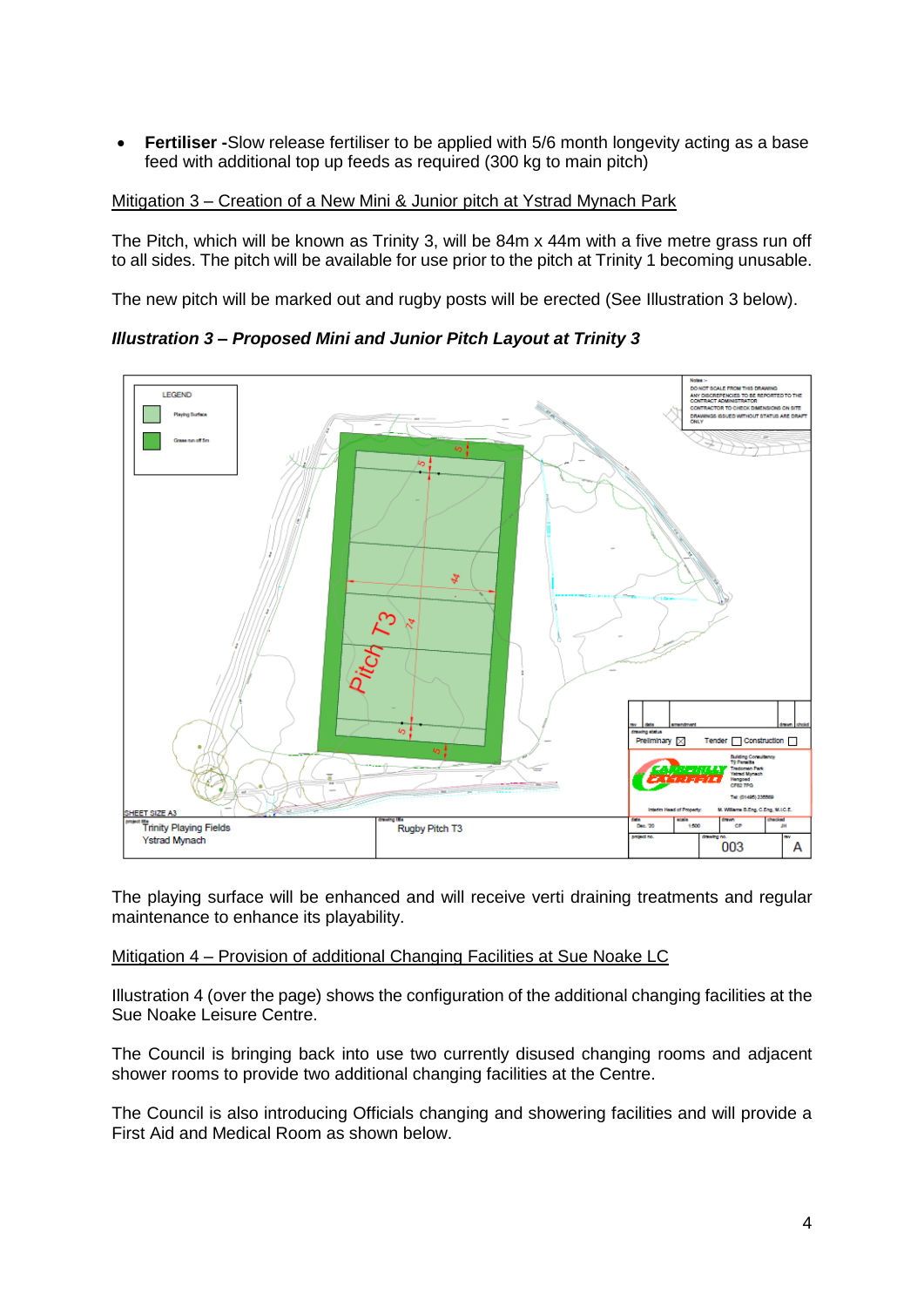- **Fertiliser -**Slow release fertiliser to be applied with 5/6 month longevity acting as a base feed with additional top up feeds as required (300 kg to main pitch)

Mitigation 3 – Creation of a New Mini & Junior pitch at Ystrad Mynach Park

The Pitch, which will be known as Trinity 3, will be 84m x 44m with a five metre grass run off to all sides. The pitch will be available for use prior to the pitch at Trinity 1 becoming unusable.

The new pitch will be marked out and rugby posts will be erected (See Illustration 3 below).

***Illustration 3 – Proposed Mini and Junior Pitch Layout at Trinity 3***

LEGEND

Playing Surface

Grass run off 5m

Notes :-
DO NOT SCALE FROM THIS DRAWING
ANY DISCREPENCIES TO BE REPORTED TO THE CONTRACT ADMINISTRATOR
CONTRACTOR TO CHECK DIMENSIONS ON SITE
DRAWINGS ISSUED WITHOUT STATUS ARE DRAFT ONLY

Pitch T3

5

44

74

Preliminary ☒ Tender ☐ Construction ☐

SHEET SIZE A3

Trinity Playing Fields
Ystrad Mynach

Rugby Pitch T3

003

A

The playing surface will be enhanced and will receive verti draining treatments and regular maintenance to enhance its playability.

Mitigation 4 – Provision of additional Changing Facilities at Sue Noake LC

Illustration 4 (over the page) shows the configuration of the additional changing facilities at the Sue Noake Leisure Centre.

The Council is bringing back into use two currently disused changing rooms and adjacent shower rooms to provide two additional changing facilities at the Centre.

The Council is also introducing Officials changing and showering facilities and will provide a First Aid and Medical Room as shown below.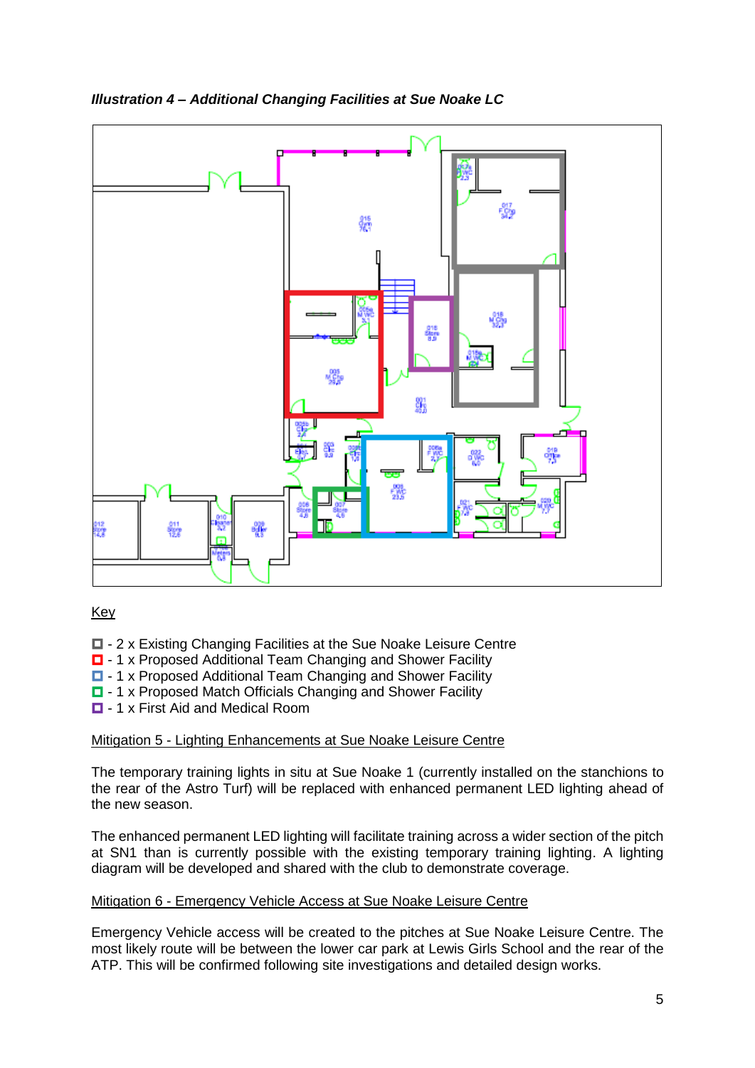***Illustration 4 – Additional Changing Facilities at Sue Noake LC***

Key

- ◻ - 2 x Existing Changing Facilities at the Sue Noake Leisure Centre
- ◻ - 1 x Proposed Additional Team Changing and Shower Facility
- ◻ - 1 x Proposed Additional Team Changing and Shower Facility
- ◻ - 1 x Proposed Match Officials Changing and Shower Facility
- ◻ - 1 x First Aid and Medical Room

Mitigation 5 - Lighting Enhancements at Sue Noake Leisure Centre

The temporary training lights in situ at Sue Noake 1 (currently installed on the stanchions to the rear of the Astro Turf) will be replaced with enhanced permanent LED lighting ahead of the new season.

The enhanced permanent LED lighting will facilitate training across a wider section of the pitch at SN1 than is currently possible with the existing temporary training lighting. A lighting diagram will be developed and shared with the club to demonstrate coverage.

Mitigation 6 - Emergency Vehicle Access at Sue Noake Leisure Centre

Emergency Vehicle access will be created to the pitches at Sue Noake Leisure Centre. The most likely route will be between the lower car park at Lewis Girls School and the rear of the ATP. This will be confirmed following site investigations and detailed design works.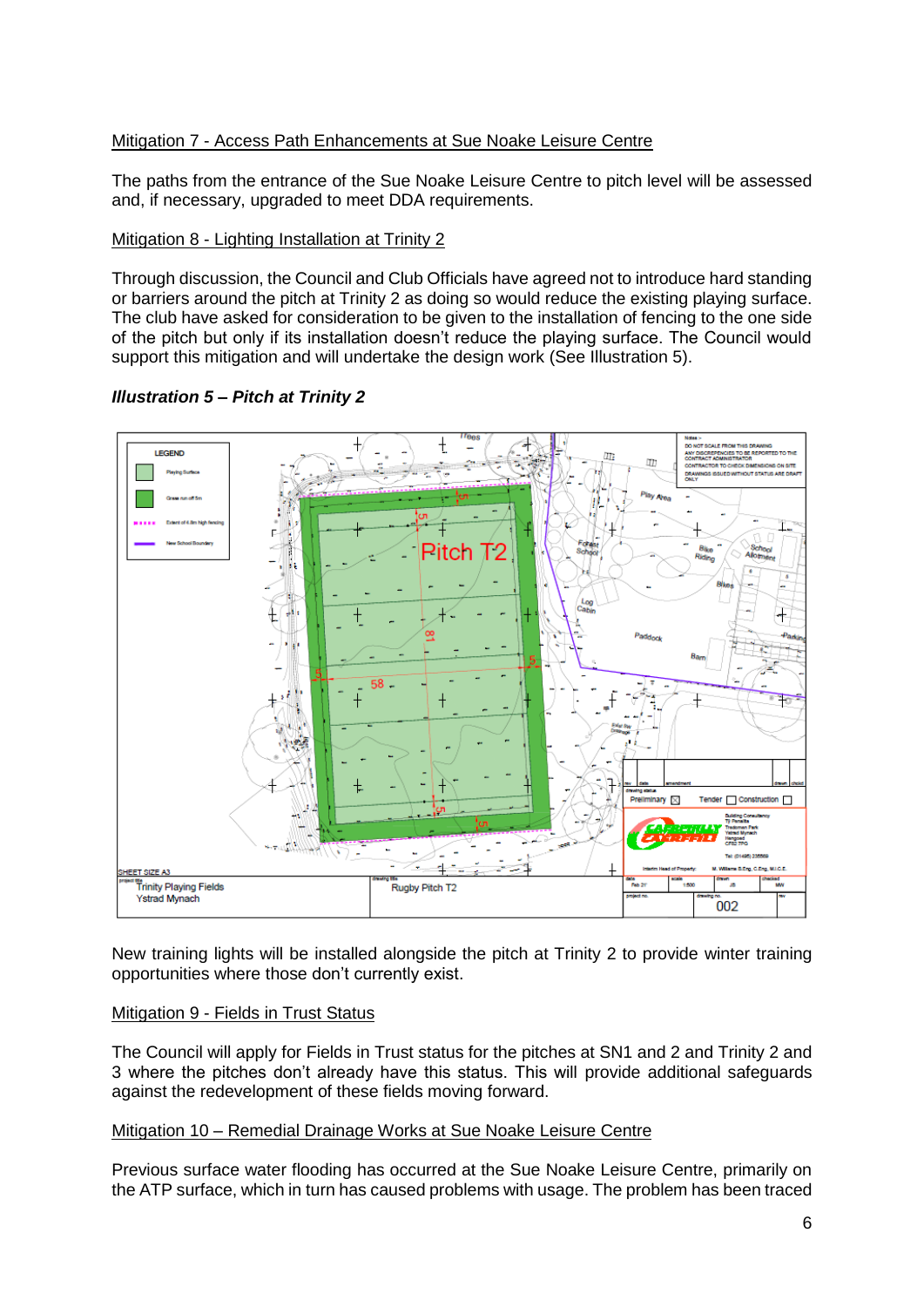Mitigation 7 - Access Path Enhancements at Sue Noake Leisure Centre

The paths from the entrance of the Sue Noake Leisure Centre to pitch level will be assessed and, if necessary, upgraded to meet DDA requirements.

Mitigation 8 - Lighting Installation at Trinity 2

Through discussion, the Council and Club Officials have agreed not to introduce hard standing or barriers around the pitch at Trinity 2 as doing so would reduce the existing playing surface. The club have asked for consideration to be given to the installation of fencing to the one side of the pitch but only if its installation doesn't reduce the playing surface. The Council would support this mitigation and will undertake the design work (See Illustration 5).

***Illustration 5 – Pitch at Trinity 2***

LEGEND
Playing Surface
Grass run off 5m
Extent of 4.5m high fencing
New School Boundary

Pitch T2
58
81
5

Trinity Playing Fields
Ystrad Mynach
Rugby Pitch T2
002

New training lights will be installed alongside the pitch at Trinity 2 to provide winter training opportunities where those don't currently exist.

Mitigation 9 - Fields in Trust Status

The Council will apply for Fields in Trust status for the pitches at SN1 and 2 and Trinity 2 and 3 where the pitches don't already have this status. This will provide additional safeguards against the redevelopment of these fields moving forward.

Mitigation 10 – Remedial Drainage Works at Sue Noake Leisure Centre

Previous surface water flooding has occurred at the Sue Noake Leisure Centre, primarily on the ATP surface, which in turn has caused problems with usage. The problem has been traced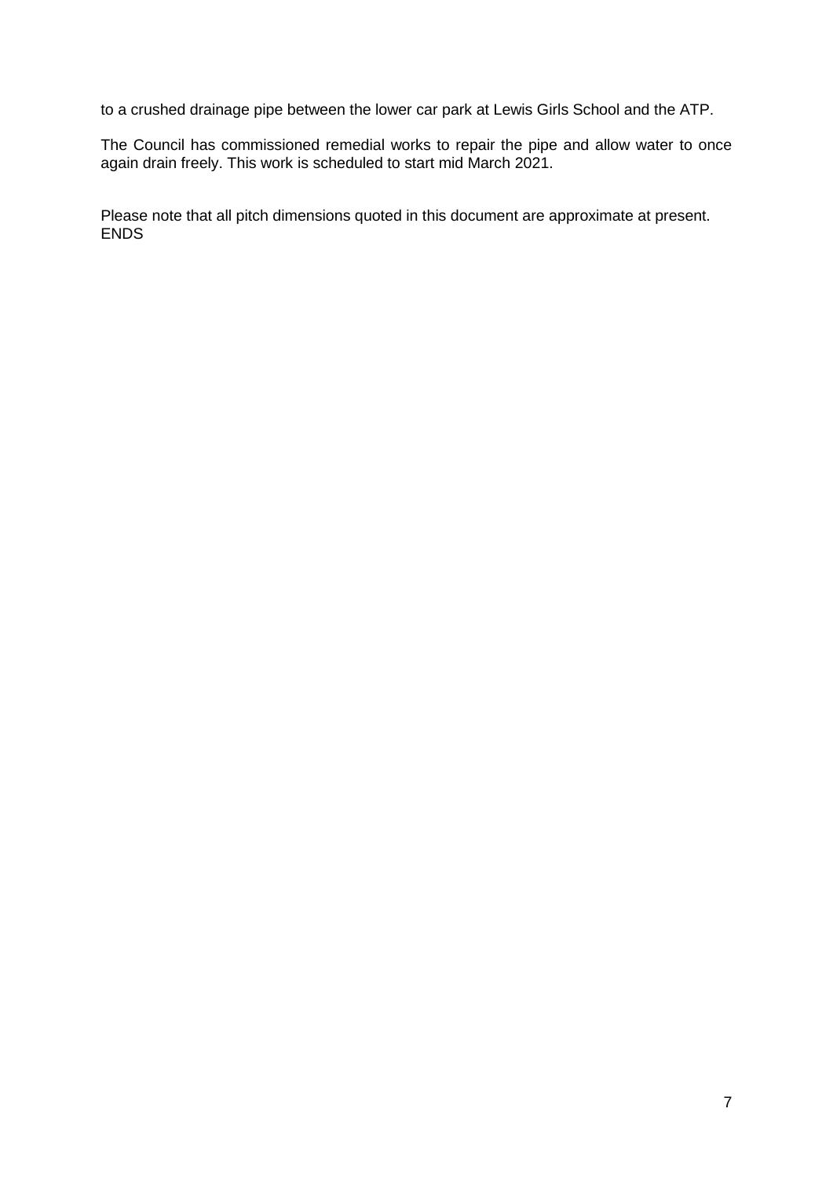to a crushed drainage pipe between the lower car park at Lewis Girls School and the ATP.

The Council has commissioned remedial works to repair the pipe and allow water to once again drain freely. This work is scheduled to start mid March 2021.

Please note that all pitch dimensions quoted in this document are approximate at present.
ENDS